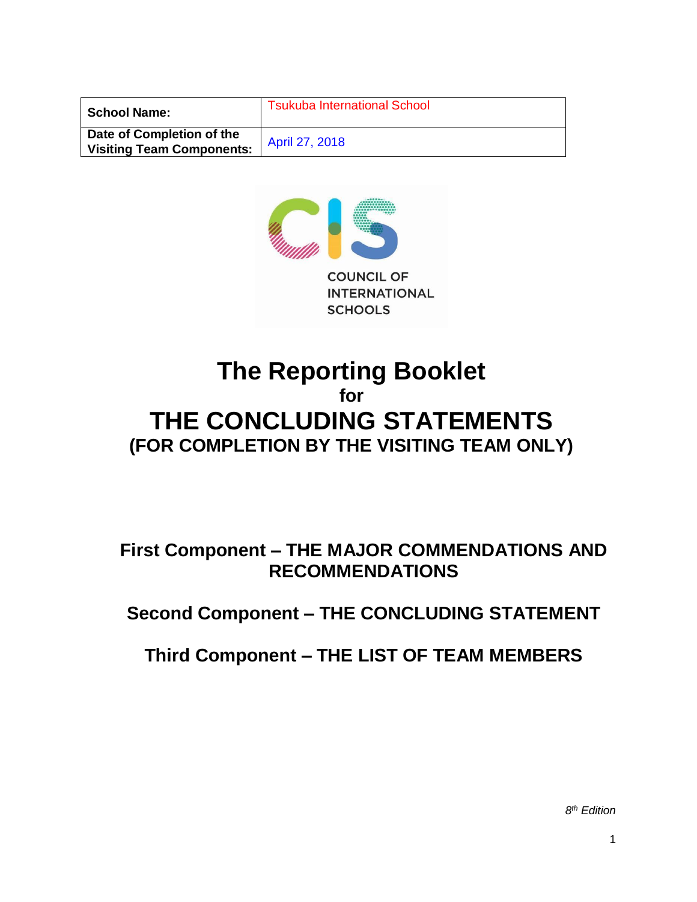| School Name: | Tsukuba International School |
| --- | --- |
| Date of Completion of the Visiting Team Components: | April 27, 2018 |

COUNCIL OF INTERNATIONAL SCHOOLS

# The Reporting Booklet
## for
# THE CONCLUDING STATEMENTS
## (FOR COMPLETION BY THE VISITING TEAM ONLY)

### First Component – THE MAJOR COMMENDATIONS AND RECOMMENDATIONS

### Second Component – THE CONCLUDING STATEMENT

### Third Component – THE LIST OF TEAM MEMBERS

*8th Edition*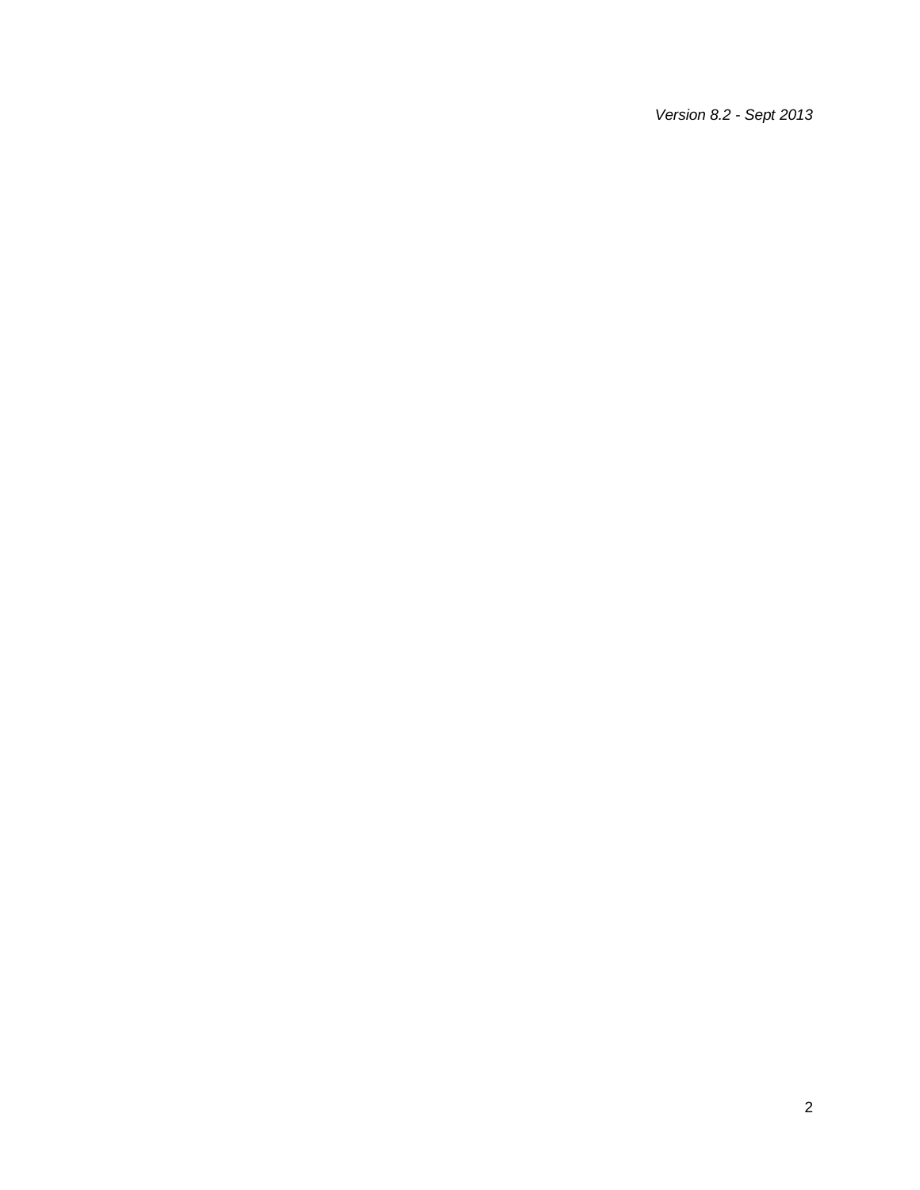*Version 8.2 - Sept 2013*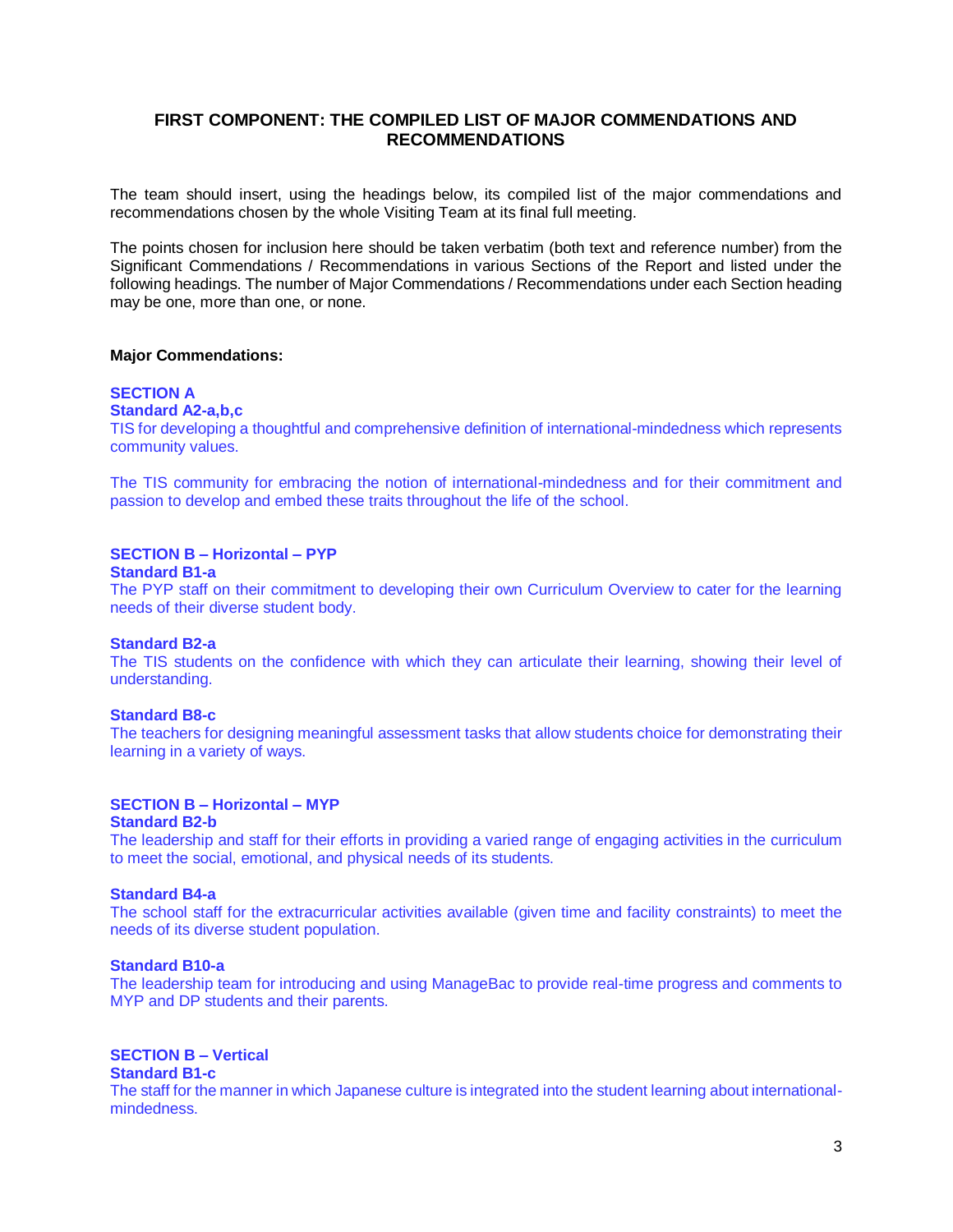# FIRST COMPONENT: THE COMPILED LIST OF MAJOR COMMENDATIONS AND RECOMMENDATIONS

The team should insert, using the headings below, its compiled list of the major commendations and recommendations chosen by the whole Visiting Team at its final full meeting.

The points chosen for inclusion here should be taken verbatim (both text and reference number) from the Significant Commendations / Recommendations in various Sections of the Report and listed under the following headings. The number of Major Commendations / Recommendations under each Section heading may be one, more than one, or none.

**Major Commendations:**

**SECTION A**
**Standard A2-a,b,c**
TIS for developing a thoughtful and comprehensive definition of international-mindedness which represents community values.

The TIS community for embracing the notion of international-mindedness and for their commitment and passion to develop and embed these traits throughout the life of the school.

**SECTION B – Horizontal – PYP**
**Standard B1-a**
The PYP staff on their commitment to developing their own Curriculum Overview to cater for the learning needs of their diverse student body.

**Standard B2-a**
The TIS students on the confidence with which they can articulate their learning, showing their level of understanding.

**Standard B8-c**
The teachers for designing meaningful assessment tasks that allow students choice for demonstrating their learning in a variety of ways.

**SECTION B – Horizontal – MYP**
**Standard B2-b**
The leadership and staff for their efforts in providing a varied range of engaging activities in the curriculum to meet the social, emotional, and physical needs of its students.

**Standard B4-a**
The school staff for the extracurricular activities available (given time and facility constraints) to meet the needs of its diverse student population.

**Standard B10-a**
The leadership team for introducing and using ManageBac to provide real-time progress and comments to MYP and DP students and their parents.

**SECTION B – Vertical**
**Standard B1-c**
The staff for the manner in which Japanese culture is integrated into the student learning about international-mindedness.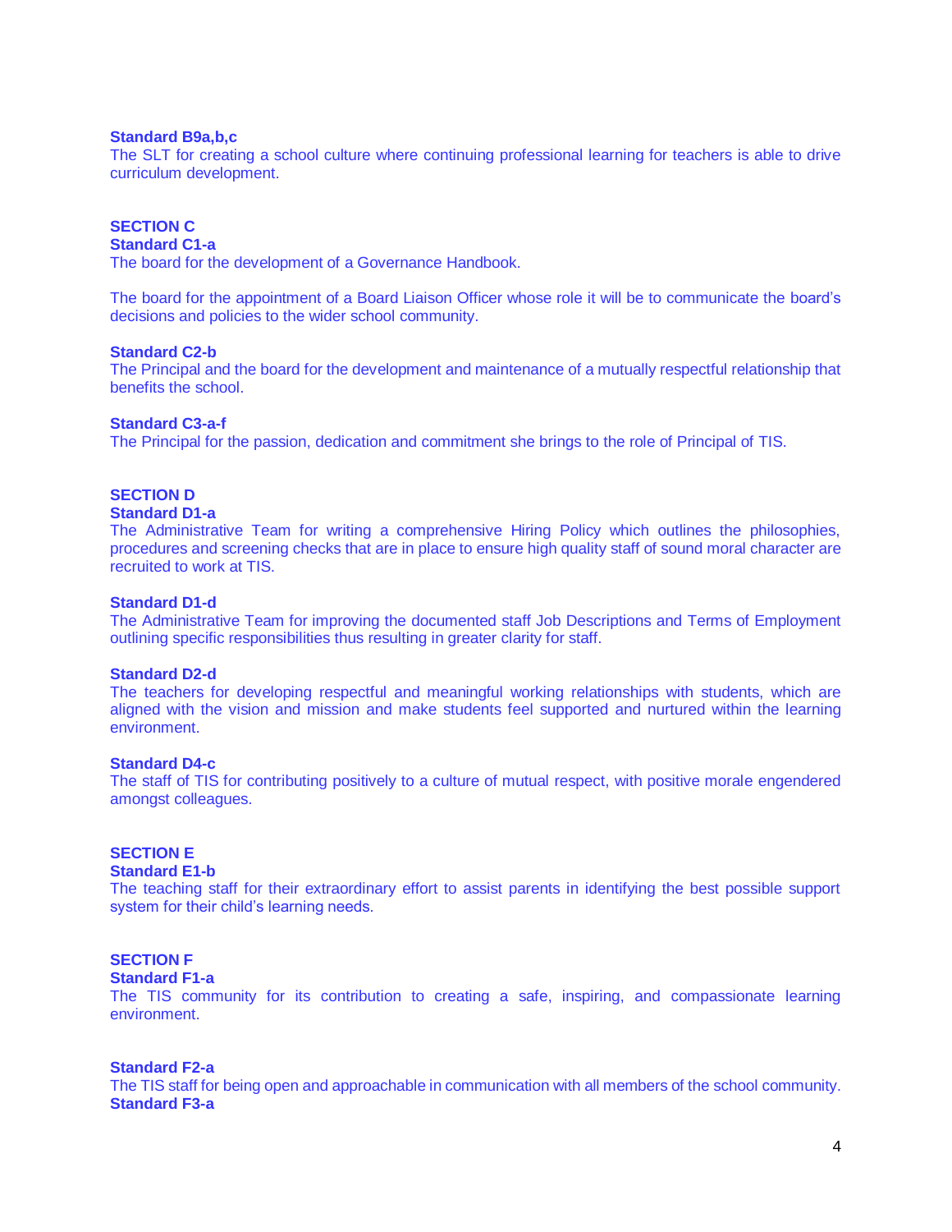**Standard B9a,b,c**
The SLT for creating a school culture where continuing professional learning for teachers is able to drive curriculum development.

## SECTION C

**Standard C1-a**
The board for the development of a Governance Handbook.

The board for the appointment of a Board Liaison Officer whose role it will be to communicate the board's decisions and policies to the wider school community.

**Standard C2-b**
The Principal and the board for the development and maintenance of a mutually respectful relationship that benefits the school.

**Standard C3-a-f**
The Principal for the passion, dedication and commitment she brings to the role of Principal of TIS.

## SECTION D

**Standard D1-a**
The Administrative Team for writing a comprehensive Hiring Policy which outlines the philosophies, procedures and screening checks that are in place to ensure high quality staff of sound moral character are recruited to work at TIS.

**Standard D1-d**
The Administrative Team for improving the documented staff Job Descriptions and Terms of Employment outlining specific responsibilities thus resulting in greater clarity for staff.

**Standard D2-d**
The teachers for developing respectful and meaningful working relationships with students, which are aligned with the vision and mission and make students feel supported and nurtured within the learning environment.

**Standard D4-c**
The staff of TIS for contributing positively to a culture of mutual respect, with positive morale engendered amongst colleagues.

## SECTION E

**Standard E1-b**
The teaching staff for their extraordinary effort to assist parents in identifying the best possible support system for their child's learning needs.

## SECTION F

**Standard F1-a**
The TIS community for its contribution to creating a safe, inspiring, and compassionate learning environment.

**Standard F2-a**
The TIS staff for being open and approachable in communication with all members of the school community.

**Standard F3-a**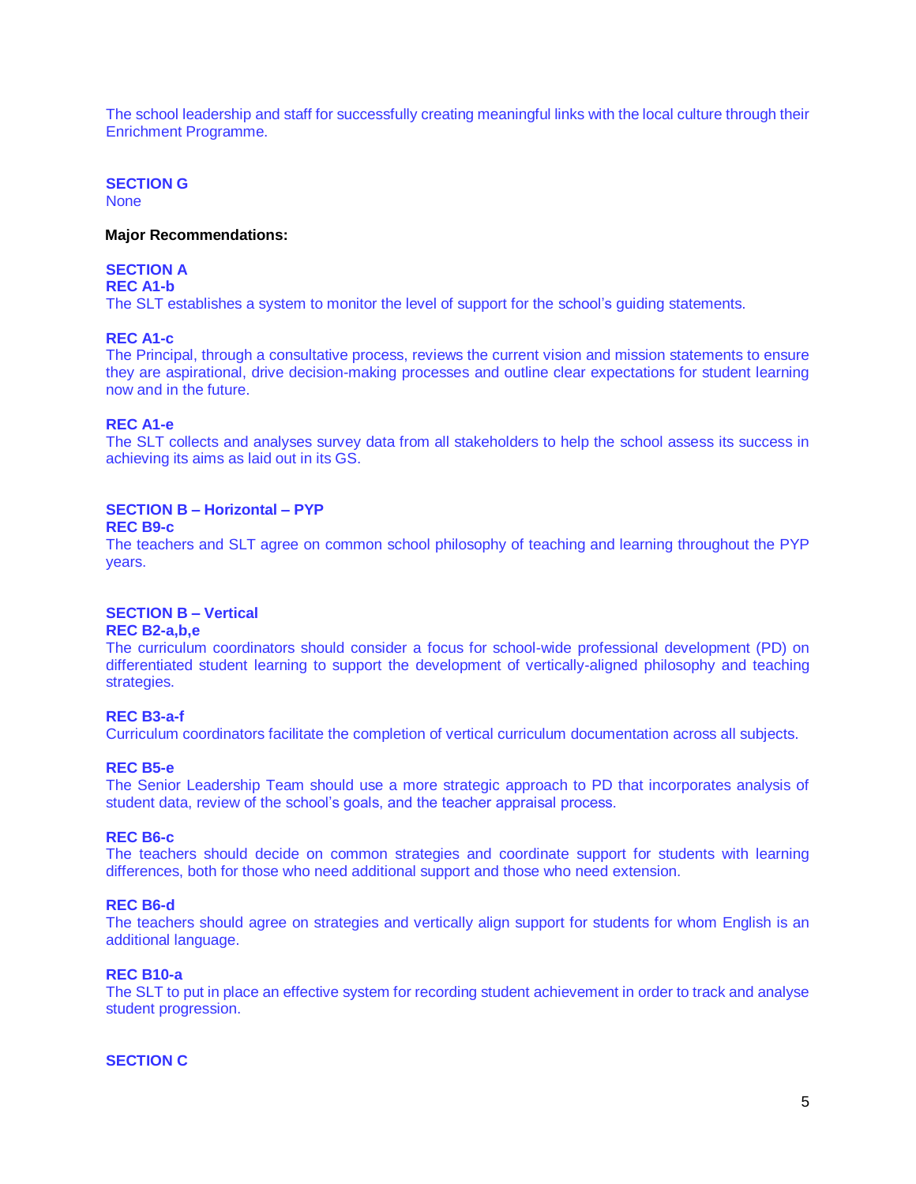The school leadership and staff for successfully creating meaningful links with the local culture through their Enrichment Programme.

**SECTION G**

None

**Major Recommendations:**

**SECTION A**

**REC A1-b**

The SLT establishes a system to monitor the level of support for the school's guiding statements.

**REC A1-c**

The Principal, through a consultative process, reviews the current vision and mission statements to ensure they are aspirational, drive decision-making processes and outline clear expectations for student learning now and in the future.

**REC A1-e**

The SLT collects and analyses survey data from all stakeholders to help the school assess its success in achieving its aims as laid out in its GS.

**SECTION B – Horizontal – PYP**

**REC B9-c**

The teachers and SLT agree on common school philosophy of teaching and learning throughout the PYP years.

**SECTION B – Vertical**

**REC B2-a,b,e**

The curriculum coordinators should consider a focus for school-wide professional development (PD) on differentiated student learning to support the development of vertically-aligned philosophy and teaching strategies.

**REC B3-a-f**

Curriculum coordinators facilitate the completion of vertical curriculum documentation across all subjects.

**REC B5-e**

The Senior Leadership Team should use a more strategic approach to PD that incorporates analysis of student data, review of the school's goals, and the teacher appraisal process.

**REC B6-c**

The teachers should decide on common strategies and coordinate support for students with learning differences, both for those who need additional support and those who need extension.

**REC B6-d**

The teachers should agree on strategies and vertically align support for students for whom English is an additional language.

**REC B10-a**

The SLT to put in place an effective system for recording student achievement in order to track and analyse student progression.

**SECTION C**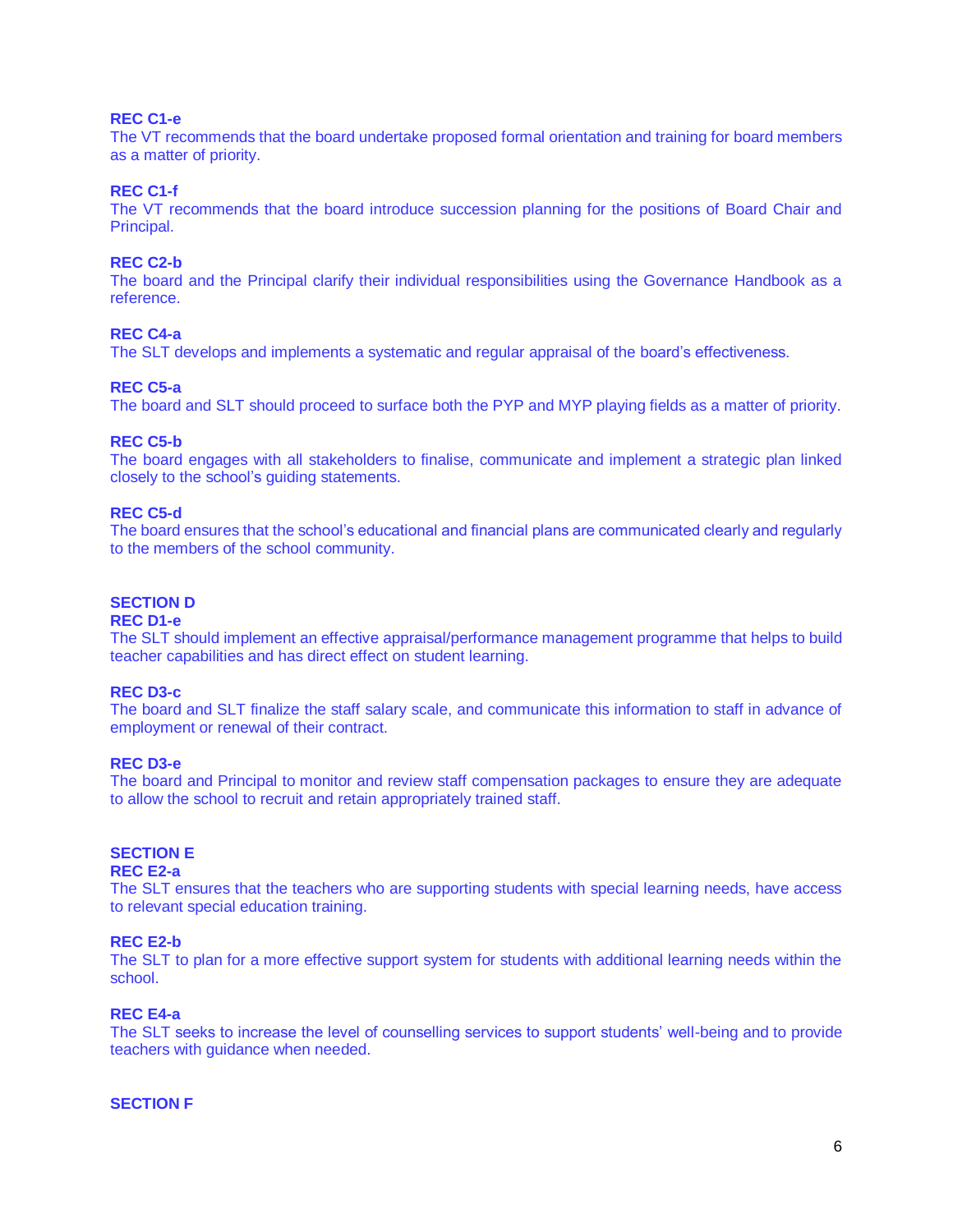**REC C1-e**
The VT recommends that the board undertake proposed formal orientation and training for board members as a matter of priority.

**REC C1-f**
The VT recommends that the board introduce succession planning for the positions of Board Chair and Principal.

**REC C2-b**
The board and the Principal clarify their individual responsibilities using the Governance Handbook as a reference.

**REC C4-a**
The SLT develops and implements a systematic and regular appraisal of the board's effectiveness.

**REC C5-a**
The board and SLT should proceed to surface both the PYP and MYP playing fields as a matter of priority.

**REC C5-b**
The board engages with all stakeholders to finalise, communicate and implement a strategic plan linked closely to the school's guiding statements.

**REC C5-d**
The board ensures that the school's educational and financial plans are communicated clearly and regularly to the members of the school community.

## SECTION D

**REC D1-e**
The SLT should implement an effective appraisal/performance management programme that helps to build teacher capabilities and has direct effect on student learning.

**REC D3-c**
The board and SLT finalize the staff salary scale, and communicate this information to staff in advance of employment or renewal of their contract.

**REC D3-e**
The board and Principal to monitor and review staff compensation packages to ensure they are adequate to allow the school to recruit and retain appropriately trained staff.

## SECTION E

**REC E2-a**
The SLT ensures that the teachers who are supporting students with special learning needs, have access to relevant special education training.

**REC E2-b**
The SLT to plan for a more effective support system for students with additional learning needs within the school.

**REC E4-a**
The SLT seeks to increase the level of counselling services to support students' well-being and to provide teachers with guidance when needed.

## SECTION F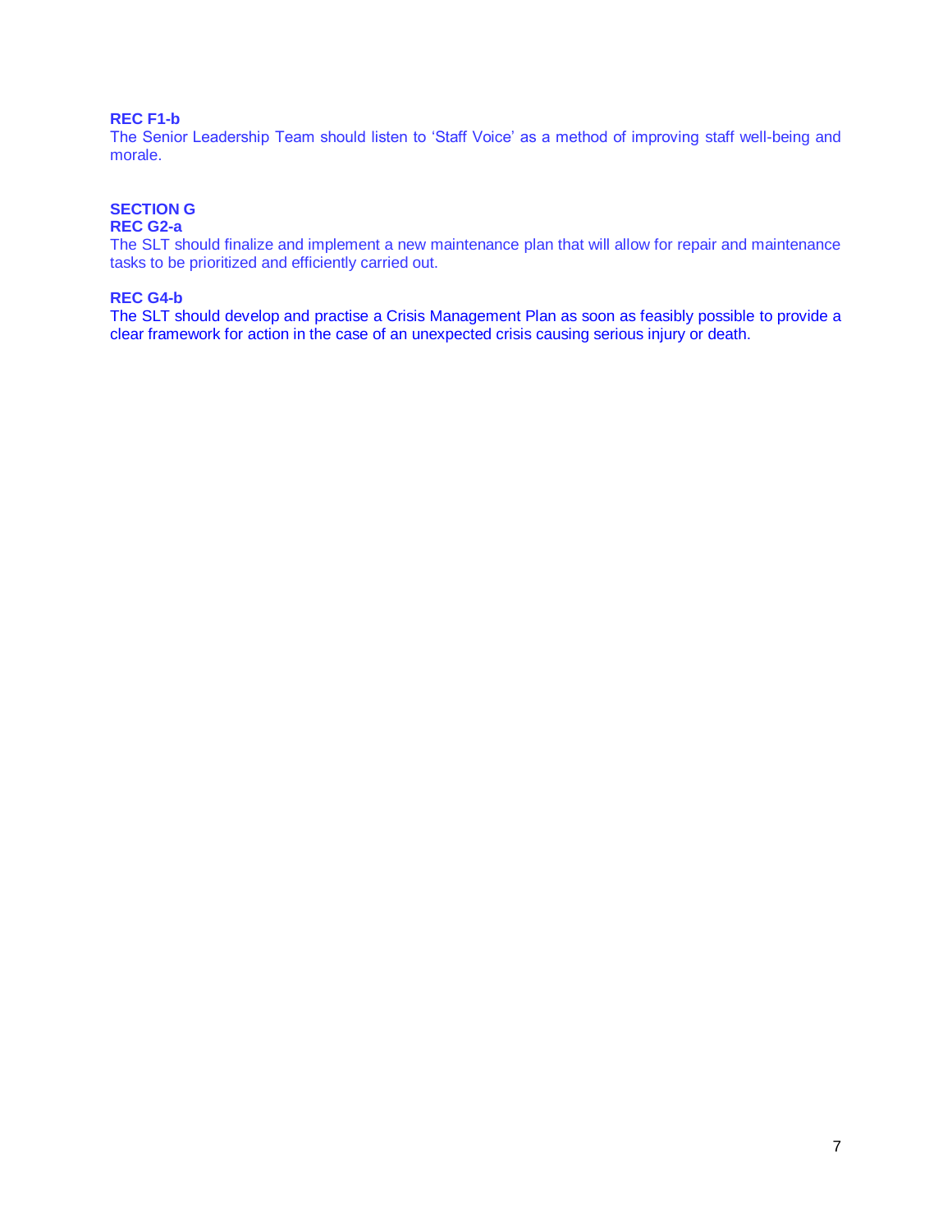**REC F1-b**

The Senior Leadership Team should listen to 'Staff Voice' as a method of improving staff well-being and morale.

## SECTION G

**REC G2-a**

The SLT should finalize and implement a new maintenance plan that will allow for repair and maintenance tasks to be prioritized and efficiently carried out.

**REC G4-b**

The SLT should develop and practise a Crisis Management Plan as soon as feasibly possible to provide a clear framework for action in the case of an unexpected crisis causing serious injury or death.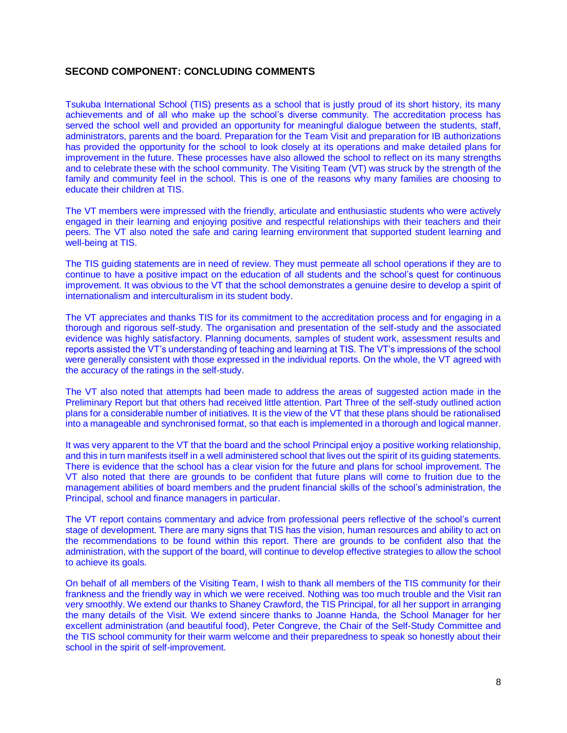## SECOND COMPONENT: CONCLUDING COMMENTS

Tsukuba International School (TIS) presents as a school that is justly proud of its short history, its many achievements and of all who make up the school's diverse community. The accreditation process has served the school well and provided an opportunity for meaningful dialogue between the students, staff, administrators, parents and the board. Preparation for the Team Visit and preparation for IB authorizations has provided the opportunity for the school to look closely at its operations and make detailed plans for improvement in the future. These processes have also allowed the school to reflect on its many strengths and to celebrate these with the school community. The Visiting Team (VT) was struck by the strength of the family and community feel in the school. This is one of the reasons why many families are choosing to educate their children at TIS.

The VT members were impressed with the friendly, articulate and enthusiastic students who were actively engaged in their learning and enjoying positive and respectful relationships with their teachers and their peers. The VT also noted the safe and caring learning environment that supported student learning and well-being at TIS.

The TIS guiding statements are in need of review. They must permeate all school operations if they are to continue to have a positive impact on the education of all students and the school's quest for continuous improvement. It was obvious to the VT that the school demonstrates a genuine desire to develop a spirit of internationalism and interculturalism in its student body.

The VT appreciates and thanks TIS for its commitment to the accreditation process and for engaging in a thorough and rigorous self-study. The organisation and presentation of the self-study and the associated evidence was highly satisfactory. Planning documents, samples of student work, assessment results and reports assisted the VT's understanding of teaching and learning at TIS. The VT's impressions of the school were generally consistent with those expressed in the individual reports. On the whole, the VT agreed with the accuracy of the ratings in the self-study.

The VT also noted that attempts had been made to address the areas of suggested action made in the Preliminary Report but that others had received little attention. Part Three of the self-study outlined action plans for a considerable number of initiatives. It is the view of the VT that these plans should be rationalised into a manageable and synchronised format, so that each is implemented in a thorough and logical manner.

It was very apparent to the VT that the board and the school Principal enjoy a positive working relationship, and this in turn manifests itself in a well administered school that lives out the spirit of its guiding statements. There is evidence that the school has a clear vision for the future and plans for school improvement. The VT also noted that there are grounds to be confident that future plans will come to fruition due to the management abilities of board members and the prudent financial skills of the school's administration, the Principal, school and finance managers in particular.

The VT report contains commentary and advice from professional peers reflective of the school's current stage of development. There are many signs that TIS has the vision, human resources and ability to act on the recommendations to be found within this report. There are grounds to be confident also that the administration, with the support of the board, will continue to develop effective strategies to allow the school to achieve its goals.

On behalf of all members of the Visiting Team, I wish to thank all members of the TIS community for their frankness and the friendly way in which we were received. Nothing was too much trouble and the Visit ran very smoothly. We extend our thanks to Shaney Crawford, the TIS Principal, for all her support in arranging the many details of the Visit. We extend sincere thanks to Joanne Handa, the School Manager for her excellent administration (and beautiful food), Peter Congreve, the Chair of the Self-Study Committee and the TIS school community for their warm welcome and their preparedness to speak so honestly about their school in the spirit of self-improvement.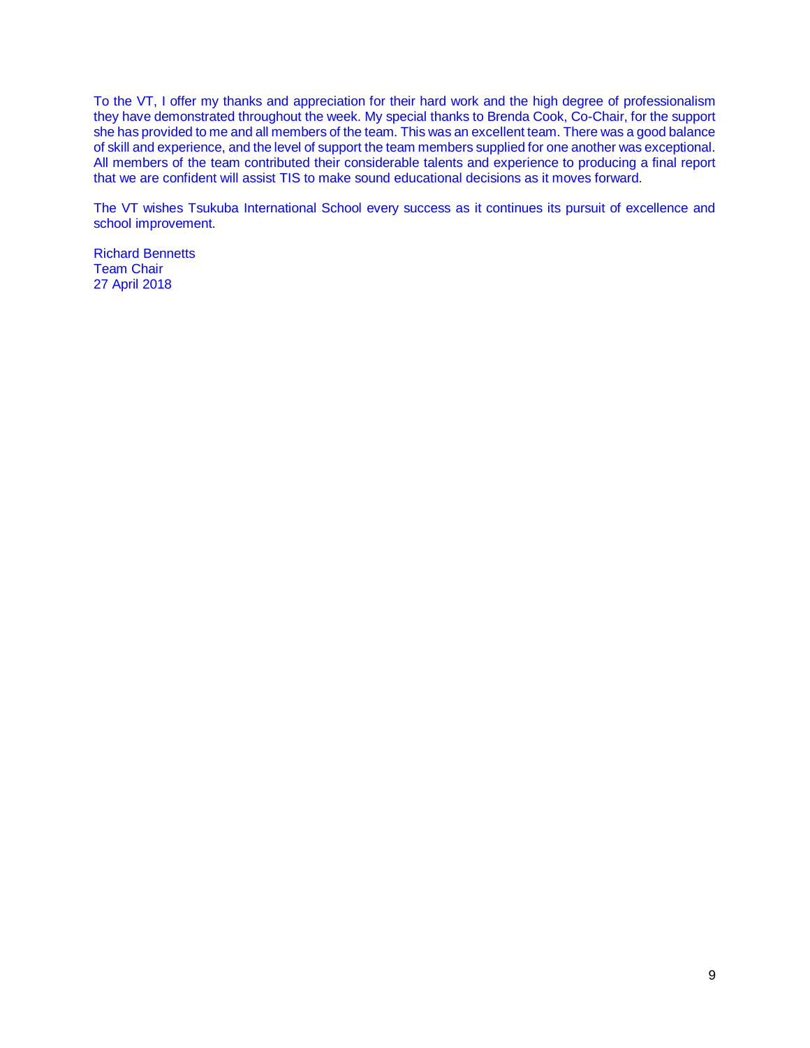To the VT, I offer my thanks and appreciation for their hard work and the high degree of professionalism they have demonstrated throughout the week. My special thanks to Brenda Cook, Co-Chair, for the support she has provided to me and all members of the team. This was an excellent team. There was a good balance of skill and experience, and the level of support the team members supplied for one another was exceptional. All members of the team contributed their considerable talents and experience to producing a final report that we are confident will assist TIS to make sound educational decisions as it moves forward.

The VT wishes Tsukuba International School every success as it continues its pursuit of excellence and school improvement.

Richard Bennetts  
Team Chair  
27 April 2018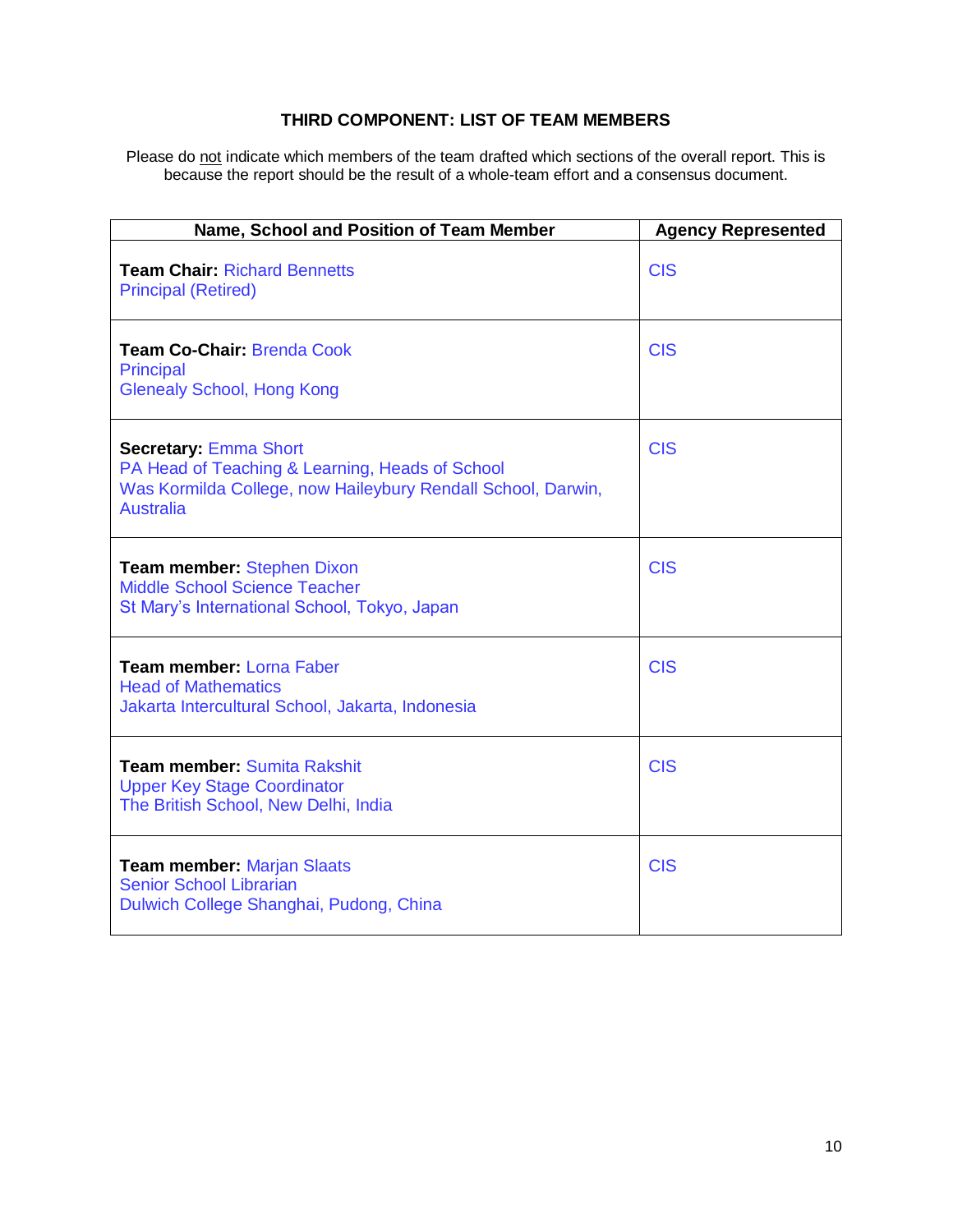## THIRD COMPONENT: LIST OF TEAM MEMBERS

Please do not indicate which members of the team drafted which sections of the overall report. This is because the report should be the result of a whole-team effort and a consensus document.

| Name, School and Position of Team Member | Agency Represented |
|---|---|
| **Team Chair:** Richard Bennetts<br>Principal (Retired) | CIS |
| **Team Co-Chair:** Brenda Cook<br>Principal<br>Glenealy School, Hong Kong | CIS |
| **Secretary:** Emma Short<br>PA Head of Teaching & Learning, Heads of School<br>Was Kormilda College, now Haileybury Rendall School, Darwin, Australia | CIS |
| **Team member:** Stephen Dixon<br>Middle School Science Teacher<br>St Mary's International School, Tokyo, Japan | CIS |
| **Team member:** Lorna Faber<br>Head of Mathematics<br>Jakarta Intercultural School, Jakarta, Indonesia | CIS |
| **Team member:** Sumita Rakshit<br>Upper Key Stage Coordinator<br>The British School, New Delhi, India | CIS |
| **Team member:** Marjan Slaats<br>Senior School Librarian<br>Dulwich College Shanghai, Pudong, China | CIS |